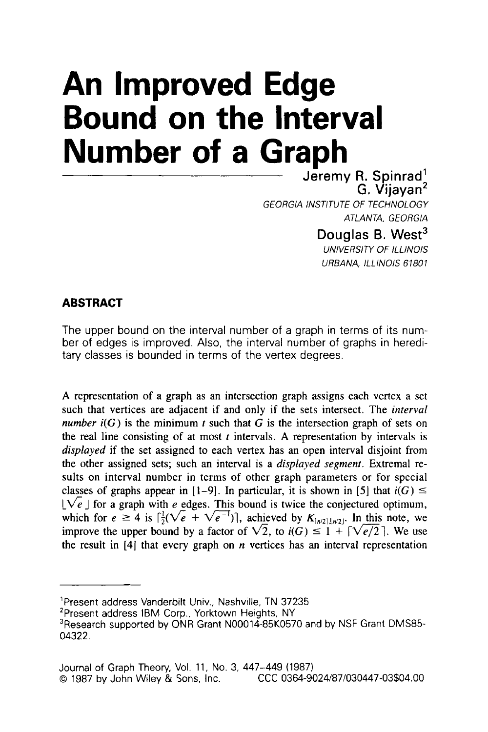# An Improved Edge Bound on the Interval Number of a Graph

Jeremy R. Spinrad[1]
G. Vijayan[2]
*GEORGIA INSTITUTE OF TECHNOLOGY*
*ATLANTA, GEORGIA*

Douglas B. West[3]
*UNIVERSITY OF ILLINOIS*
*URBANA, ILLINOIS 61801*

## ABSTRACT

The upper bound on the interval number of a graph in terms of its number of edges is improved. Also, the interval number of graphs in hereditary classes is bounded in terms of the vertex degrees.

A representation of a graph as an intersection graph assigns each vertex a set such that vertices are adjacent if and only if the sets intersect. The *interval number* $i(G)$ is the minimum $t$ such that $G$ is the intersection graph of sets on the real line consisting of at most $t$ intervals. A representation by intervals is *displayed* if the set assigned to each vertex has an open interval disjoint from the other assigned sets; such an interval is a *displayed segment*. Extremal results on interval number in terms of other graph parameters or for special classes of graphs appear in [1–9]. In particular, it is shown in [5] that $i(G) \leq \lfloor \sqrt{e} \rfloor$ for a graph with $e$ edges. This bound is twice the conjectured optimum, which for $e \geq 4$ is $\lceil \frac{1}{2}(\sqrt{e} + \sqrt{e^{-1}}) \rceil$, achieved by $K_{\lceil n/2 \rceil, \lfloor n/2 \rfloor}$. In this note, we improve the upper bound by a factor of $\sqrt{2}$, to $i(G) \leq 1 + \lceil \sqrt{e/2} \rceil$. We use the result in [4] that every graph on $n$ vertices has an interval representation

---

[1]Present address Vanderbilt Univ., Nashville, TN 37235

[2]Present address IBM Corp., Yorktown Heights, NY

[3]Research supported by ONR Grant N00014-85K0570 and by NSF Grant DMS85-04322.

Journal of Graph Theory, Vol. 11, No. 3, 447–449 (1987)
© 1987 by John Wiley & Sons, Inc. CCC 0364-9024/87/030447-03$04.00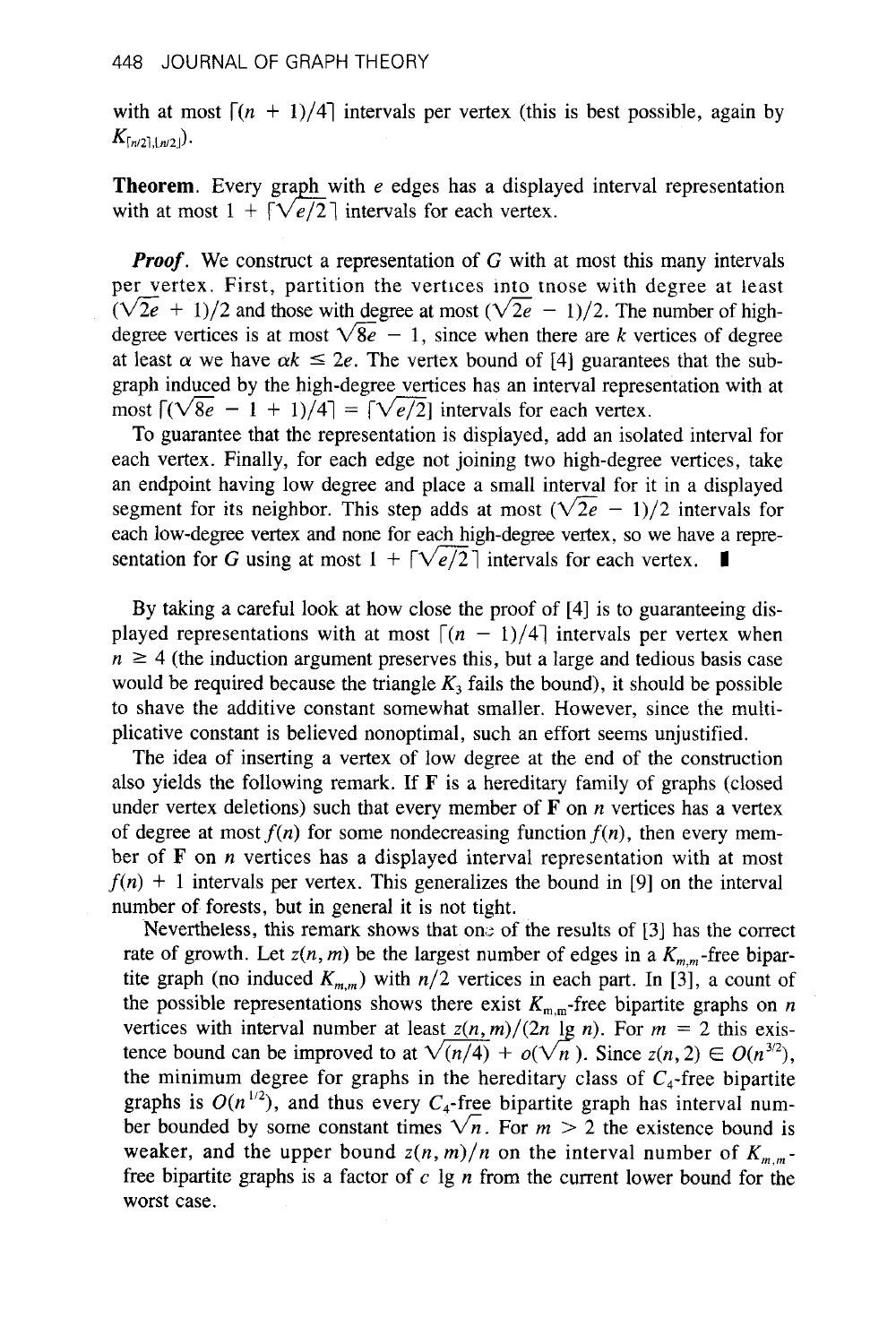with at most $\lceil (n + 1)/4 \rceil$ intervals per vertex (this is best possible, again by $K_{\lceil n/2 \rceil, \lfloor n/2 \rfloor}$).

**Theorem.** Every graph with $e$ edges has a displayed interval representation with at most $1 + \lceil \sqrt{e/2} \rceil$ intervals for each vertex.

***Proof.*** We construct a representation of $G$ with at most this many intervals per vertex. First, partition the vertices into those with degree at least $(\sqrt{2e} + 1)/2$ and those with degree at most $(\sqrt{2e} - 1)/2$. The number of high-degree vertices is at most $\sqrt{8e} - 1$, since when there are $k$ vertices of degree at least $\alpha$ we have $\alpha k \leq 2e$. The vertex bound of [4] guarantees that the subgraph induced by the high-degree vertices has an interval representation with at most $\lceil (\sqrt{8e} - 1 + 1)/4 \rceil = \lceil \sqrt{e/2} \rceil$ intervals for each vertex.

To guarantee that the representation is displayed, add an isolated interval for each vertex. Finally, for each edge not joining two high-degree vertices, take an endpoint having low degree and place a small interval for it in a displayed segment for its neighbor. This step adds at most $(\sqrt{2e} - 1)/2$ intervals for each low-degree vertex and none for each high-degree vertex, so we have a representation for $G$ using at most $1 + \lceil \sqrt{e/2} \rceil$ intervals for each vertex. ∎

By taking a careful look at how close the proof of [4] is to guaranteeing displayed representations with at most $\lceil (n - 1)/4 \rceil$ intervals per vertex when $n \geq 4$ (the induction argument preserves this, but a large and tedious basis case would be required because the triangle $K_3$ fails the bound), it should be possible to shave the additive constant somewhat smaller. However, since the multiplicative constant is believed nonoptimal, such an effort seems unjustified.

The idea of inserting a vertex of low degree at the end of the construction also yields the following remark. If **F** is a hereditary family of graphs (closed under vertex deletions) such that every member of **F** on $n$ vertices has a vertex of degree at most $f(n)$ for some nondecreasing function $f(n)$, then every member of **F** on $n$ vertices has a displayed interval representation with at most $f(n) + 1$ intervals per vertex. This generalizes the bound in [9] on the interval number of forests, but in general it is not tight.

Nevertheless, this remark shows that one of the results of [3] has the correct rate of growth. Let $z(n, m)$ be the largest number of edges in a $K_{m,m}$-free bipartite graph (no induced $K_{m,m}$) with $n/2$ vertices in each part. In [3], a count of the possible representations shows there exist $K_{m,m}$-free bipartite graphs on $n$ vertices with interval number at least $z(n, m)/(2n \lg n)$. For $m = 2$ this existence bound can be improved to at $\sqrt{(n/4)} + o(\sqrt{n})$. Since $z(n, 2) \in O(n^{3/2})$, the minimum degree for graphs in the hereditary class of $C_4$-free bipartite graphs is $O(n^{1/2})$, and thus every $C_4$-free bipartite graph has interval number bounded by some constant times $\sqrt{n}$. For $m > 2$ the existence bound is weaker, and the upper bound $z(n, m)/n$ on the interval number of $K_{m,m}$-free bipartite graphs is a factor of $c \lg n$ from the current lower bound for the worst case.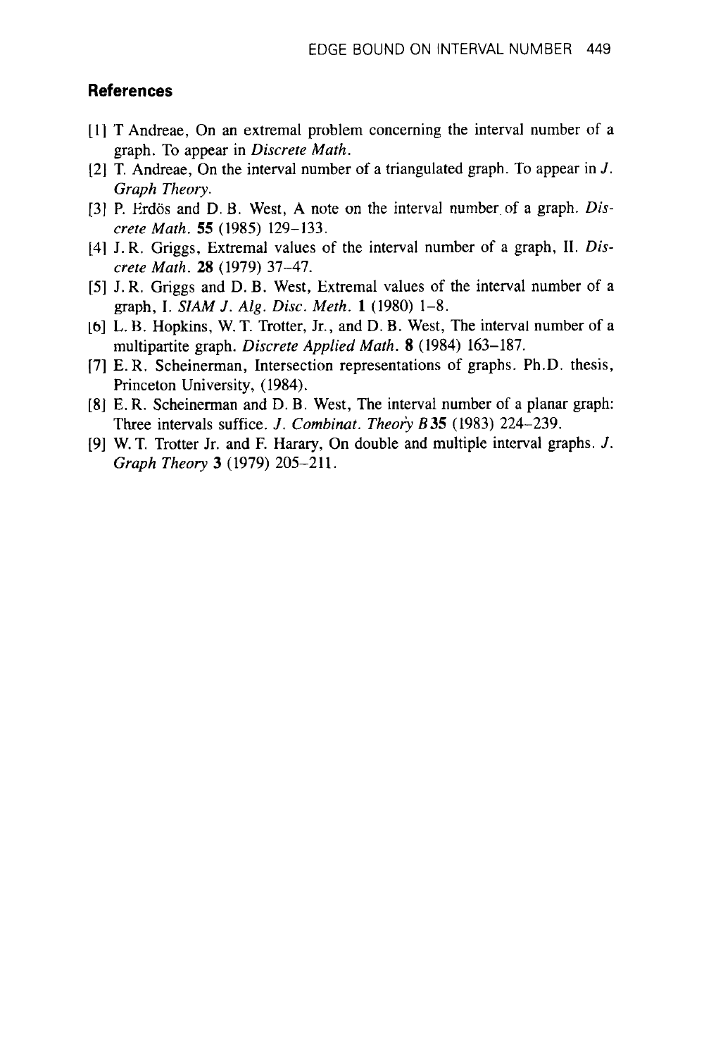## References

[1] T Andreae, On an extremal problem concerning the interval number of a graph. To appear in *Discrete Math.*

[2] T. Andreae, On the interval number of a triangulated graph. To appear in *J. Graph Theory.*

[3] P. Erdös and D. B. West, A note on the interval number of a graph. *Discrete Math.* **55** (1985) 129–133.

[4] J. R. Griggs, Extremal values of the interval number of a graph, II. *Discrete Math.* **28** (1979) 37–47.

[5] J. R. Griggs and D. B. West, Extremal values of the interval number of a graph, I. *SIAM J. Alg. Disc. Meth.* **1** (1980) 1–8.

[6] L. B. Hopkins, W. T. Trotter, Jr., and D. B. West, The interval number of a multipartite graph. *Discrete Applied Math.* **8** (1984) 163–187.

[7] E. R. Scheinerman, Intersection representations of graphs. Ph.D. thesis, Princeton University, (1984).

[8] E. R. Scheinerman and D. B. West, The interval number of a planar graph: Three intervals suffice. *J. Combinat. Theory B* **35** (1983) 224–239.

[9] W. T. Trotter Jr. and F. Harary, On double and multiple interval graphs. *J. Graph Theory* **3** (1979) 205–211.